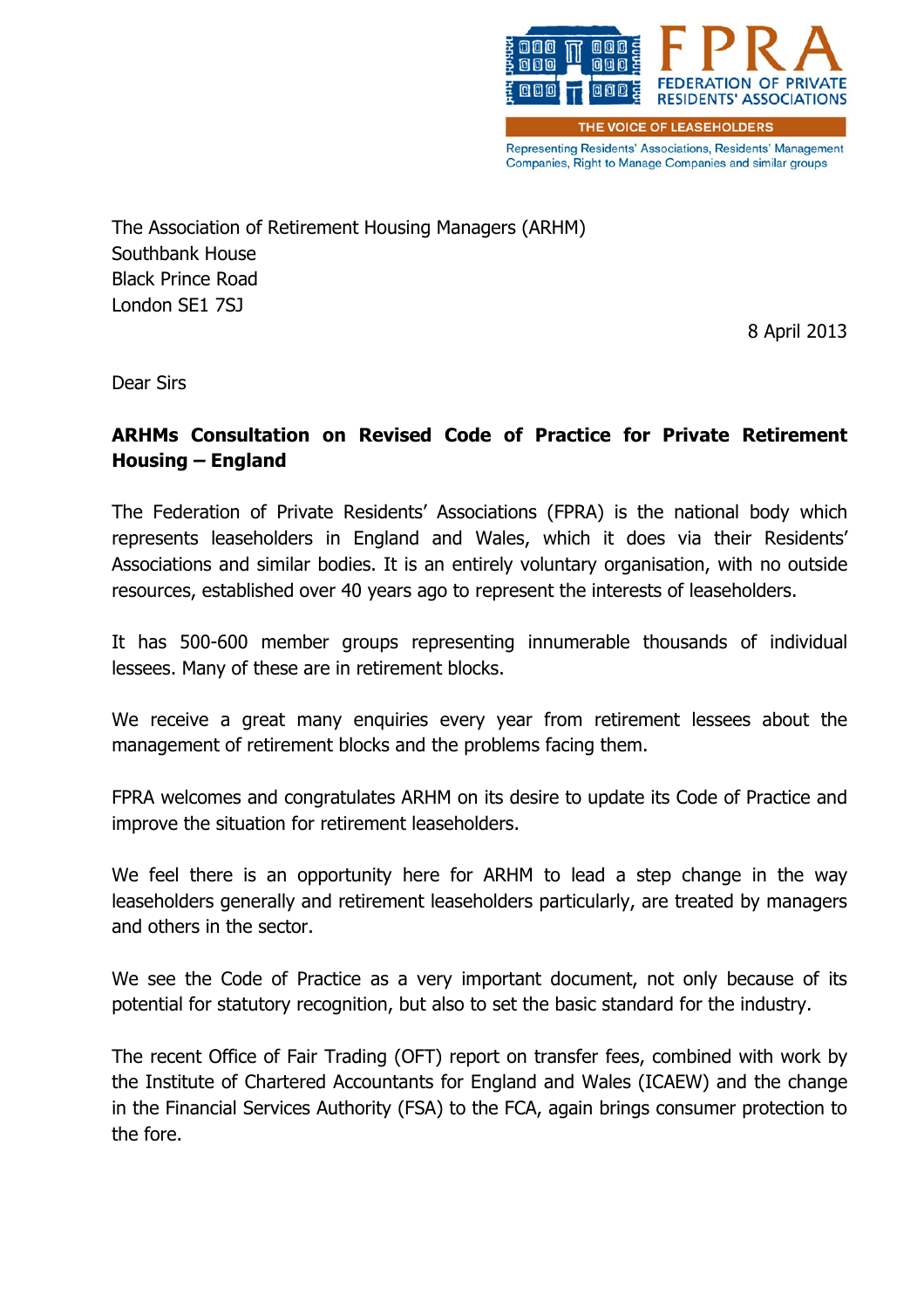FPRA
FEDERATION OF PRIVATE RESIDENTS' ASSOCIATIONS

THE VOICE OF LEASEHOLDERS

Representing Residents' Associations, Residents' Management Companies, Right to Manage Companies and similar groups

The Association of Retirement Housing Managers (ARHM)
Southbank House
Black Prince Road
London SE1 7SJ

8 April 2013

Dear Sirs

**ARHMs Consultation on Revised Code of Practice for Private Retirement Housing – England**

The Federation of Private Residents' Associations (FPRA) is the national body which represents leaseholders in England and Wales, which it does via their Residents' Associations and similar bodies. It is an entirely voluntary organisation, with no outside resources, established over 40 years ago to represent the interests of leaseholders.

It has 500-600 member groups representing innumerable thousands of individual lessees. Many of these are in retirement blocks.

We receive a great many enquiries every year from retirement lessees about the management of retirement blocks and the problems facing them.

FPRA welcomes and congratulates ARHM on its desire to update its Code of Practice and improve the situation for retirement leaseholders.

We feel there is an opportunity here for ARHM to lead a step change in the way leaseholders generally and retirement leaseholders particularly, are treated by managers and others in the sector.

We see the Code of Practice as a very important document, not only because of its potential for statutory recognition, but also to set the basic standard for the industry.

The recent Office of Fair Trading (OFT) report on transfer fees, combined with work by the Institute of Chartered Accountants for England and Wales (ICAEW) and the change in the Financial Services Authority (FSA) to the FCA, again brings consumer protection to the fore.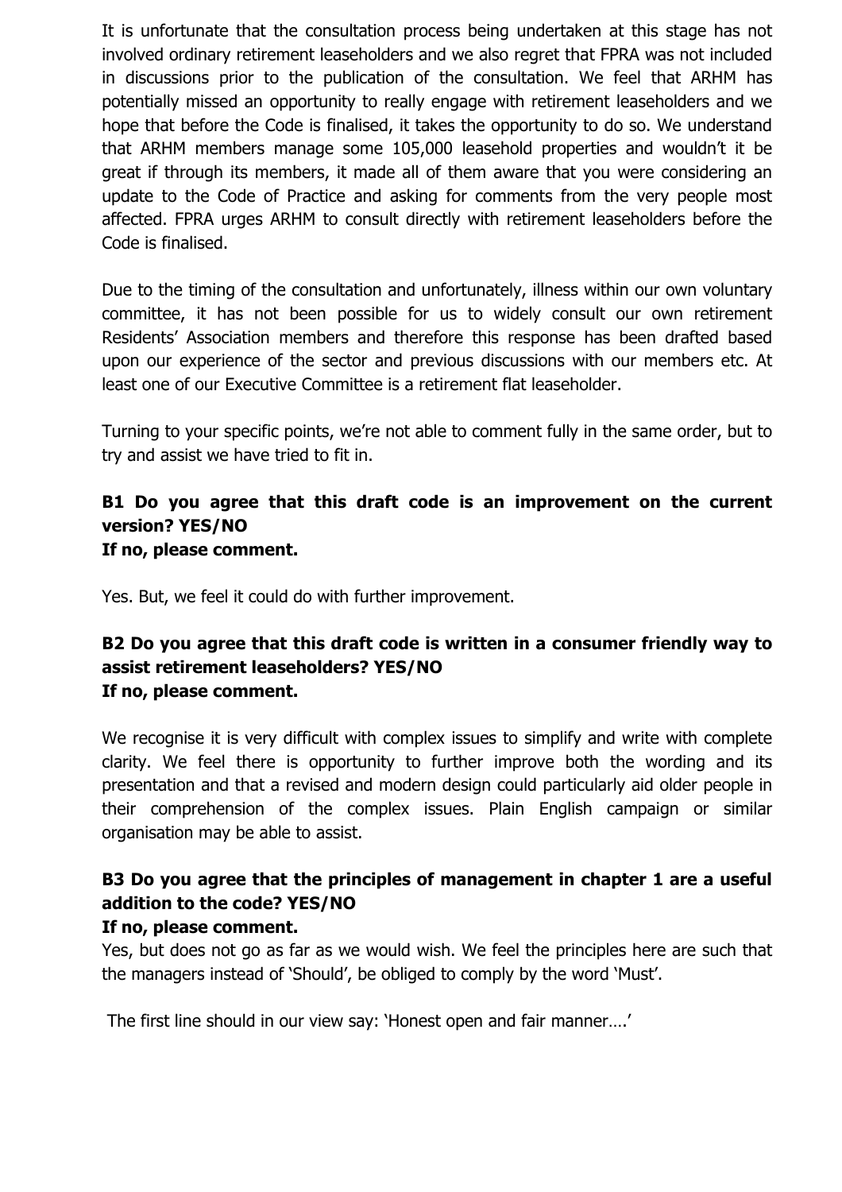It is unfortunate that the consultation process being undertaken at this stage has not involved ordinary retirement leaseholders and we also regret that FPRA was not included in discussions prior to the publication of the consultation. We feel that ARHM has potentially missed an opportunity to really engage with retirement leaseholders and we hope that before the Code is finalised, it takes the opportunity to do so. We understand that ARHM members manage some 105,000 leasehold properties and wouldn't it be great if through its members, it made all of them aware that you were considering an update to the Code of Practice and asking for comments from the very people most affected. FPRA urges ARHM to consult directly with retirement leaseholders before the Code is finalised.

Due to the timing of the consultation and unfortunately, illness within our own voluntary committee, it has not been possible for us to widely consult our own retirement Residents' Association members and therefore this response has been drafted based upon our experience of the sector and previous discussions with our members etc. At least one of our Executive Committee is a retirement flat leaseholder.

Turning to your specific points, we're not able to comment fully in the same order, but to try and assist we have tried to fit in.

**B1 Do you agree that this draft code is an improvement on the current version? YES/NO**
**If no, please comment.**

Yes. But, we feel it could do with further improvement.

**B2 Do you agree that this draft code is written in a consumer friendly way to assist retirement leaseholders? YES/NO**
**If no, please comment.**

We recognise it is very difficult with complex issues to simplify and write with complete clarity. We feel there is opportunity to further improve both the wording and its presentation and that a revised and modern design could particularly aid older people in their comprehension of the complex issues. Plain English campaign or similar organisation may be able to assist.

**B3 Do you agree that the principles of management in chapter 1 are a useful addition to the code? YES/NO**
**If no, please comment.**

Yes, but does not go as far as we would wish. We feel the principles here are such that the managers instead of 'Should', be obliged to comply by the word 'Must'.

The first line should in our view say: 'Honest open and fair manner….'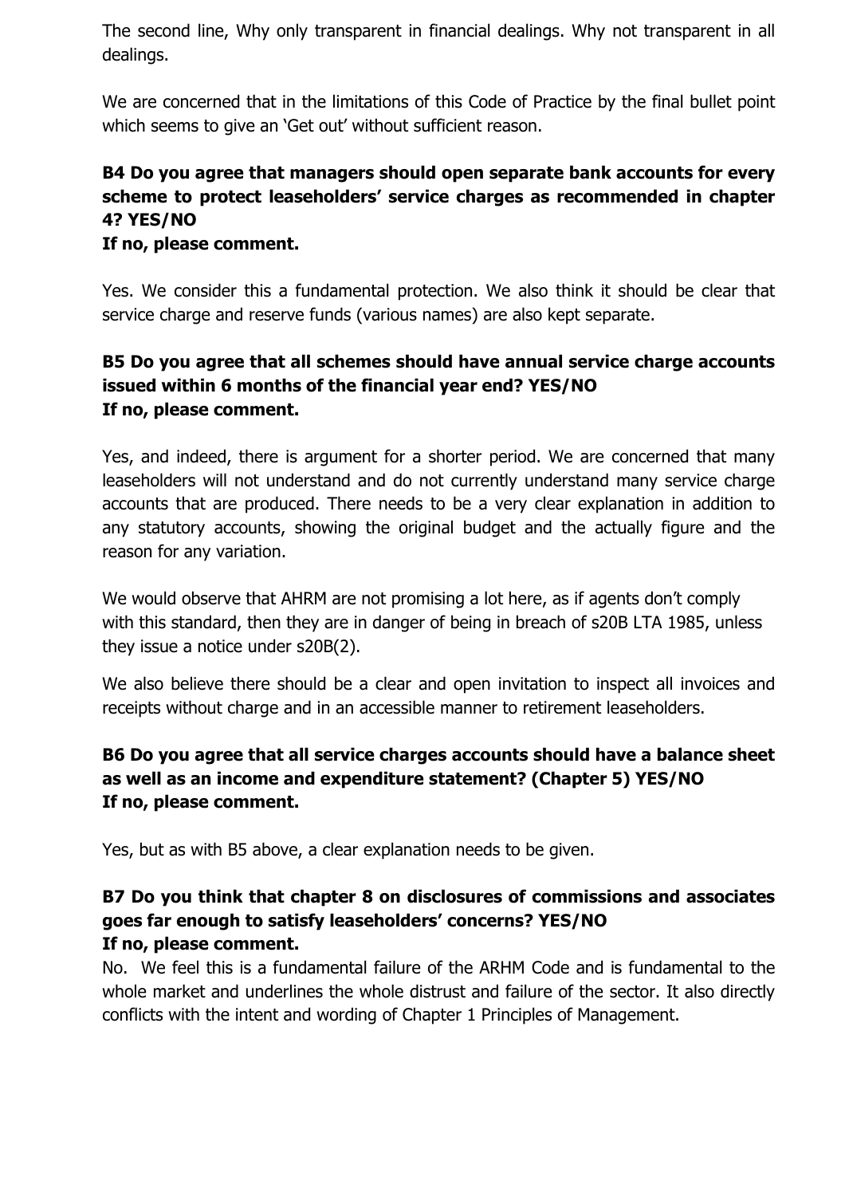The second line, Why only transparent in financial dealings. Why not transparent in all dealings.

We are concerned that in the limitations of this Code of Practice by the final bullet point which seems to give an 'Get out' without sufficient reason.

**B4 Do you agree that managers should open separate bank accounts for every scheme to protect leaseholders' service charges as recommended in chapter 4? YES/NO**
**If no, please comment.**

Yes. We consider this a fundamental protection. We also think it should be clear that service charge and reserve funds (various names) are also kept separate.

**B5 Do you agree that all schemes should have annual service charge accounts issued within 6 months of the financial year end? YES/NO**
**If no, please comment.**

Yes, and indeed, there is argument for a shorter period. We are concerned that many leaseholders will not understand and do not currently understand many service charge accounts that are produced. There needs to be a very clear explanation in addition to any statutory accounts, showing the original budget and the actually figure and the reason for any variation.

We would observe that AHRM are not promising a lot here, as if agents don't comply with this standard, then they are in danger of being in breach of s20B LTA 1985, unless they issue a notice under s20B(2).

We also believe there should be a clear and open invitation to inspect all invoices and receipts without charge and in an accessible manner to retirement leaseholders.

**B6 Do you agree that all service charges accounts should have a balance sheet as well as an income and expenditure statement? (Chapter 5) YES/NO**
**If no, please comment.**

Yes, but as with B5 above, a clear explanation needs to be given.

**B7 Do you think that chapter 8 on disclosures of commissions and associates goes far enough to satisfy leaseholders' concerns? YES/NO**
**If no, please comment.**

No. We feel this is a fundamental failure of the ARHM Code and is fundamental to the whole market and underlines the whole distrust and failure of the sector. It also directly conflicts with the intent and wording of Chapter 1 Principles of Management.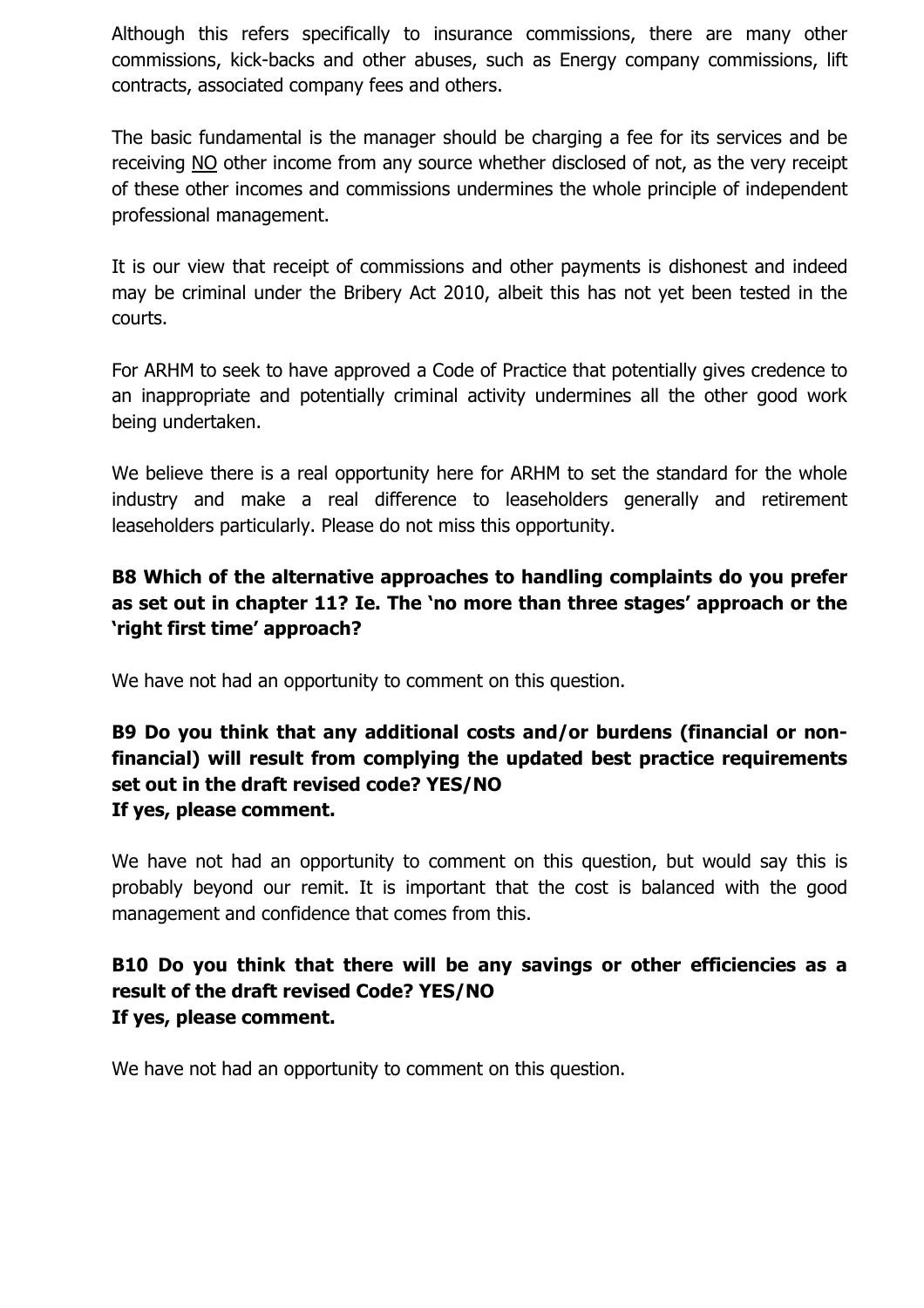Although this refers specifically to insurance commissions, there are many other commissions, kick-backs and other abuses, such as Energy company commissions, lift contracts, associated company fees and others.

The basic fundamental is the manager should be charging a fee for its services and be receiving <u>NO</u> other income from any source whether disclosed of not, as the very receipt of these other incomes and commissions undermines the whole principle of independent professional management.

It is our view that receipt of commissions and other payments is dishonest and indeed may be criminal under the Bribery Act 2010, albeit this has not yet been tested in the courts.

For ARHM to seek to have approved a Code of Practice that potentially gives credence to an inappropriate and potentially criminal activity undermines all the other good work being undertaken.

We believe there is a real opportunity here for ARHM to set the standard for the whole industry and make a real difference to leaseholders generally and retirement leaseholders particularly. Please do not miss this opportunity.

**B8 Which of the alternative approaches to handling complaints do you prefer as set out in chapter 11? Ie. The 'no more than three stages' approach or the 'right first time' approach?**

We have not had an opportunity to comment on this question.

**B9 Do you think that any additional costs and/or burdens (financial or non-financial) will result from complying the updated best practice requirements set out in the draft revised code? YES/NO**
**If yes, please comment.**

We have not had an opportunity to comment on this question, but would say this is probably beyond our remit. It is important that the cost is balanced with the good management and confidence that comes from this.

**B10 Do you think that there will be any savings or other efficiencies as a result of the draft revised Code? YES/NO**
**If yes, please comment.**

We have not had an opportunity to comment on this question.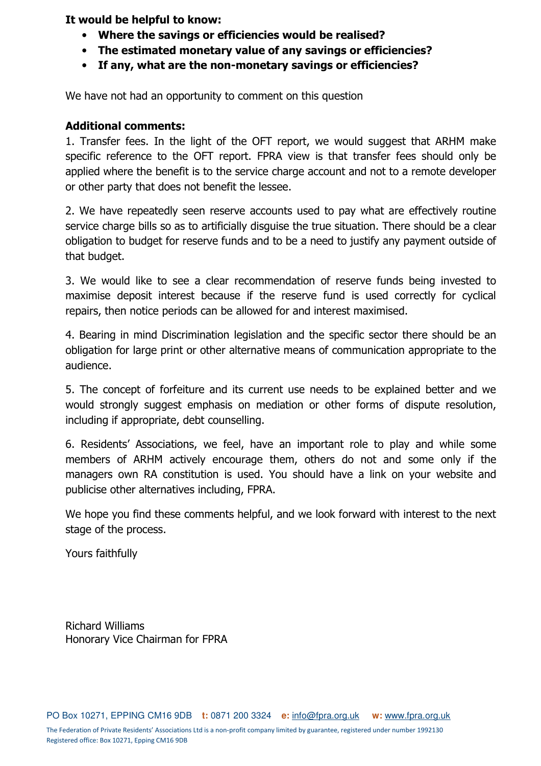**It would be helpful to know:**

- **Where the savings or efficiencies would be realised?**
- **The estimated monetary value of any savings or efficiencies?**
- **If any, what are the non-monetary savings or efficiencies?**

We have not had an opportunity to comment on this question

**Additional comments:**

1. Transfer fees. In the light of the OFT report, we would suggest that ARHM make specific reference to the OFT report. FPRA view is that transfer fees should only be applied where the benefit is to the service charge account and not to a remote developer or other party that does not benefit the lessee.

2. We have repeatedly seen reserve accounts used to pay what are effectively routine service charge bills so as to artificially disguise the true situation. There should be a clear obligation to budget for reserve funds and to be a need to justify any payment outside of that budget.

3. We would like to see a clear recommendation of reserve funds being invested to maximise deposit interest because if the reserve fund is used correctly for cyclical repairs, then notice periods can be allowed for and interest maximised.

4. Bearing in mind Discrimination legislation and the specific sector there should be an obligation for large print or other alternative means of communication appropriate to the audience.

5. The concept of forfeiture and its current use needs to be explained better and we would strongly suggest emphasis on mediation or other forms of dispute resolution, including if appropriate, debt counselling.

6. Residents' Associations, we feel, have an important role to play and while some members of ARHM actively encourage them, others do not and some only if the managers own RA constitution is used. You should have a link on your website and publicise other alternatives including, FPRA.

We hope you find these comments helpful, and we look forward with interest to the next stage of the process.

Yours faithfully

Richard Williams
Honorary Vice Chairman for FPRA

PO Box 10271, EPPING CM16 9DB **t:** 0871 200 3324 **e:** info@fpra.org.uk **w:** www.fpra.org.uk

The Federation of Private Residents' Associations Ltd is a non-profit company limited by guarantee, registered under number 1992130
Registered office: Box 10271, Epping CM16 9DB